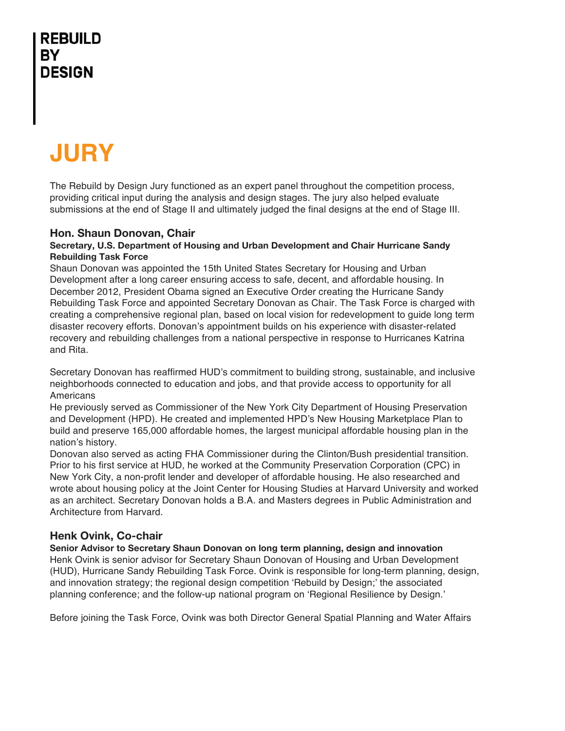**REBUILD BY DESIGN**

# JURY

The Rebuild by Design Jury functioned as an expert panel throughout the competition process, providing critical input during the analysis and design stages. The jury also helped evaluate submissions at the end of Stage II and ultimately judged the final designs at the end of Stage III.

### Hon. Shaun Donovan, Chair

**Secretary, U.S. Department of Housing and Urban Development and Chair Hurricane Sandy Rebuilding Task Force**

Shaun Donovan was appointed the 15th United States Secretary for Housing and Urban Development after a long career ensuring access to safe, decent, and affordable housing. In December 2012, President Obama signed an Executive Order creating the Hurricane Sandy Rebuilding Task Force and appointed Secretary Donovan as Chair. The Task Force is charged with creating a comprehensive regional plan, based on local vision for redevelopment to guide long term disaster recovery efforts. Donovan's appointment builds on his experience with disaster-related recovery and rebuilding challenges from a national perspective in response to Hurricanes Katrina and Rita.

Secretary Donovan has reaffirmed HUD's commitment to building strong, sustainable, and inclusive neighborhoods connected to education and jobs, and that provide access to opportunity for all Americans

He previously served as Commissioner of the New York City Department of Housing Preservation and Development (HPD). He created and implemented HPD's New Housing Marketplace Plan to build and preserve 165,000 affordable homes, the largest municipal affordable housing plan in the nation's history.

Donovan also served as acting FHA Commissioner during the Clinton/Bush presidential transition. Prior to his first service at HUD, he worked at the Community Preservation Corporation (CPC) in New York City, a non-profit lender and developer of affordable housing. He also researched and wrote about housing policy at the Joint Center for Housing Studies at Harvard University and worked as an architect. Secretary Donovan holds a B.A. and Masters degrees in Public Administration and Architecture from Harvard.

### Henk Ovink, Co-chair

**Senior Advisor to Secretary Shaun Donovan on long term planning, design and innovation**

Henk Ovink is senior advisor for Secretary Shaun Donovan of Housing and Urban Development (HUD), Hurricane Sandy Rebuilding Task Force. Ovink is responsible for long-term planning, design, and innovation strategy; the regional design competition 'Rebuild by Design;' the associated planning conference; and the follow-up national program on 'Regional Resilience by Design.'

Before joining the Task Force, Ovink was both Director General Spatial Planning and Water Affairs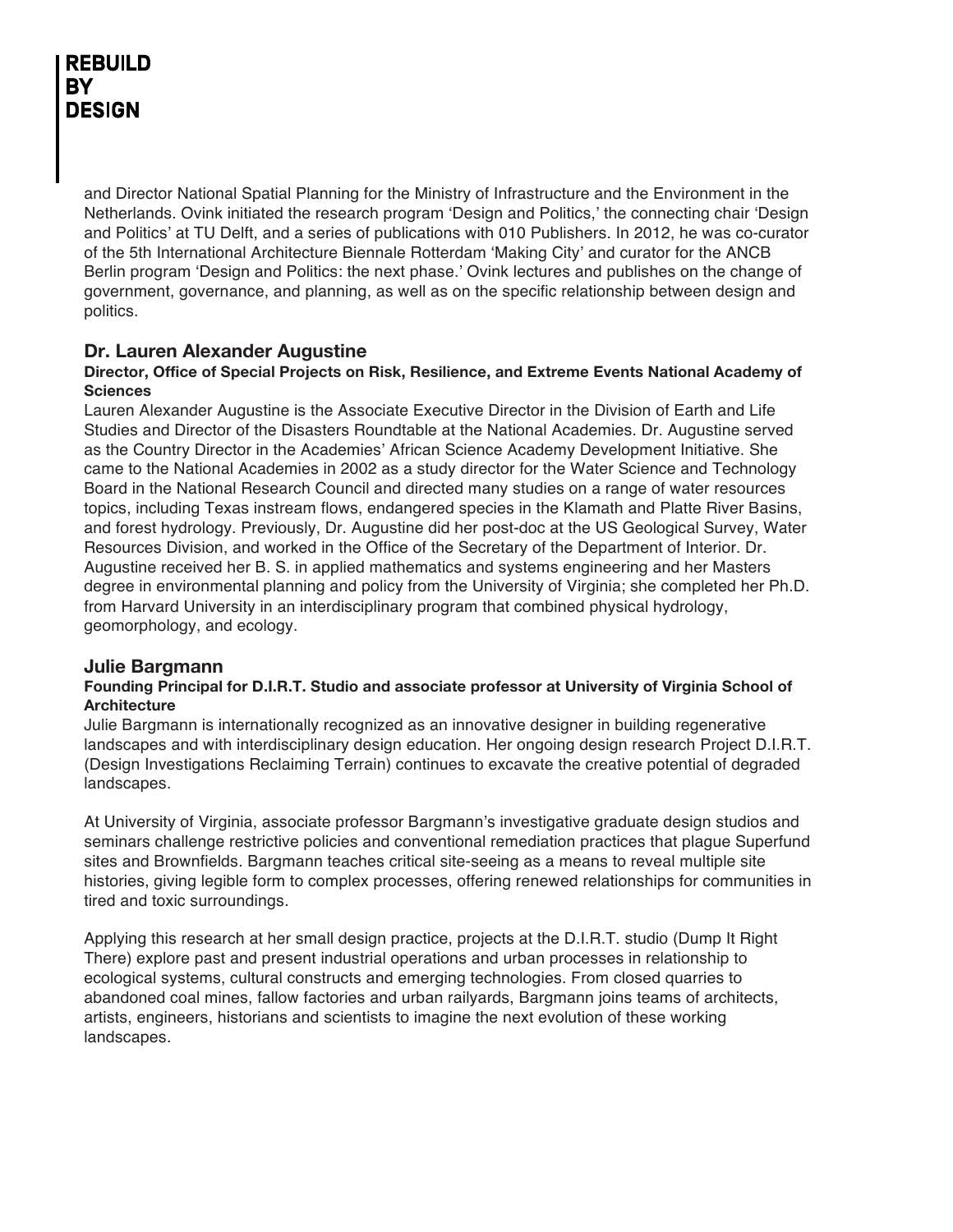and Director National Spatial Planning for the Ministry of Infrastructure and the Environment in the Netherlands. Ovink initiated the research program 'Design and Politics,' the connecting chair 'Design and Politics' at TU Delft, and a series of publications with 010 Publishers. In 2012, he was co-curator of the 5th International Architecture Biennale Rotterdam 'Making City' and curator for the ANCB Berlin program 'Design and Politics: the next phase.' Ovink lectures and publishes on the change of government, governance, and planning, as well as on the specific relationship between design and politics.

### Dr. Lauren Alexander Augustine

**Director, Office of Special Projects on Risk, Resilience, and Extreme Events National Academy of Sciences**

Lauren Alexander Augustine is the Associate Executive Director in the Division of Earth and Life Studies and Director of the Disasters Roundtable at the National Academies. Dr. Augustine served as the Country Director in the Academies' African Science Academy Development Initiative. She came to the National Academies in 2002 as a study director for the Water Science and Technology Board in the National Research Council and directed many studies on a range of water resources topics, including Texas instream flows, endangered species in the Klamath and Platte River Basins, and forest hydrology. Previously, Dr. Augustine did her post-doc at the US Geological Survey, Water Resources Division, and worked in the Office of the Secretary of the Department of Interior. Dr. Augustine received her B. S. in applied mathematics and systems engineering and her Masters degree in environmental planning and policy from the University of Virginia; she completed her Ph.D. from Harvard University in an interdisciplinary program that combined physical hydrology, geomorphology, and ecology.

### Julie Bargmann

**Founding Principal for D.I.R.T. Studio and associate professor at University of Virginia School of Architecture**

Julie Bargmann is internationally recognized as an innovative designer in building regenerative landscapes and with interdisciplinary design education. Her ongoing design research Project D.I.R.T. (Design Investigations Reclaiming Terrain) continues to excavate the creative potential of degraded landscapes.

At University of Virginia, associate professor Bargmann's investigative graduate design studios and seminars challenge restrictive policies and conventional remediation practices that plague Superfund sites and Brownfields. Bargmann teaches critical site-seeing as a means to reveal multiple site histories, giving legible form to complex processes, offering renewed relationships for communities in tired and toxic surroundings.

Applying this research at her small design practice, projects at the D.I.R.T. studio (Dump It Right There) explore past and present industrial operations and urban processes in relationship to ecological systems, cultural constructs and emerging technologies. From closed quarries to abandoned coal mines, fallow factories and urban railyards, Bargmann joins teams of architects, artists, engineers, historians and scientists to imagine the next evolution of these working landscapes.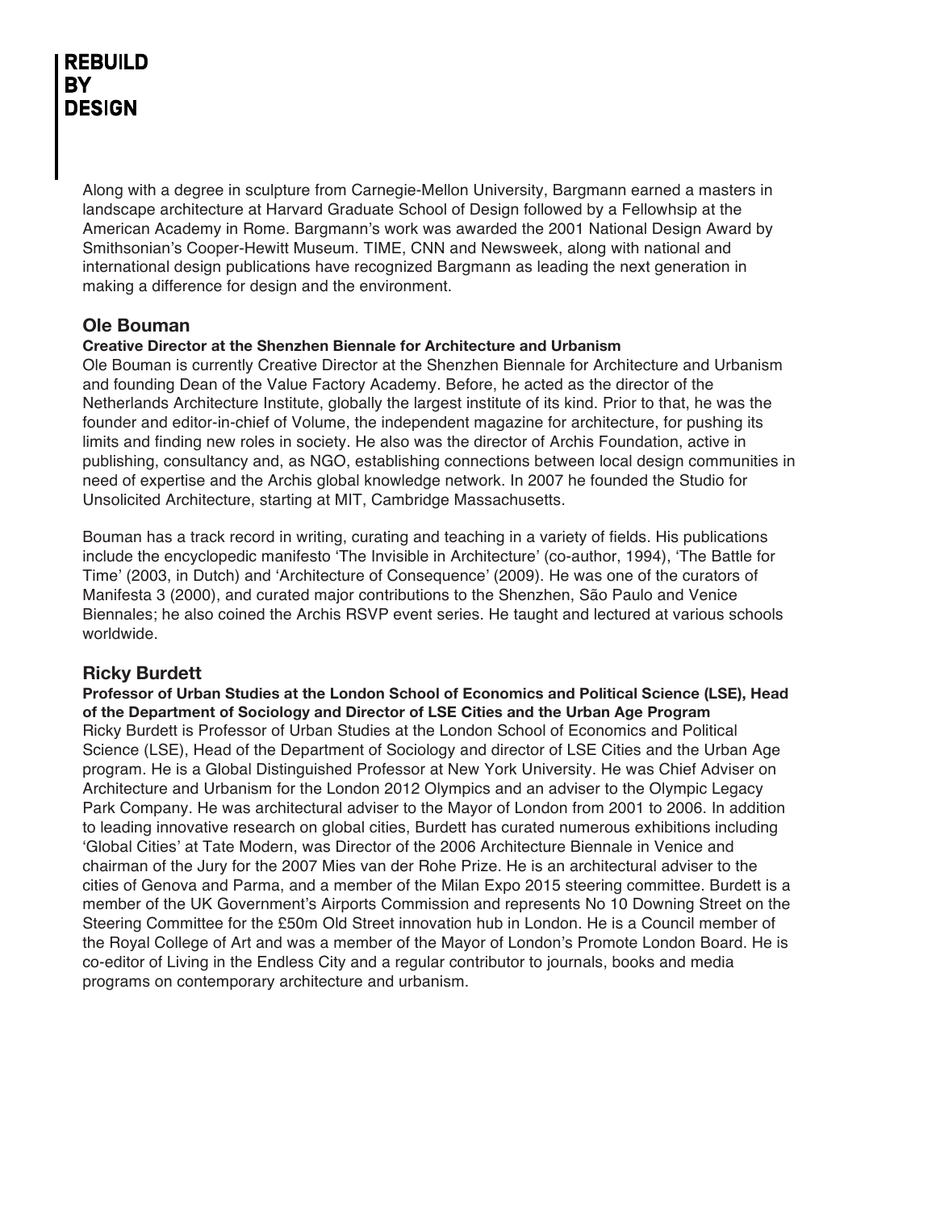Along with a degree in sculpture from Carnegie-Mellon University, Bargmann earned a masters in landscape architecture at Harvard Graduate School of Design followed by a Fellowhsip at the American Academy in Rome. Bargmann's work was awarded the 2001 National Design Award by Smithsonian's Cooper-Hewitt Museum. TIME, CNN and Newsweek, along with national and international design publications have recognized Bargmann as leading the next generation in making a difference for design and the environment.

## Ole Bouman

**Creative Director at the Shenzhen Biennale for Architecture and Urbanism**

Ole Bouman is currently Creative Director at the Shenzhen Biennale for Architecture and Urbanism and founding Dean of the Value Factory Academy. Before, he acted as the director of the Netherlands Architecture Institute, globally the largest institute of its kind. Prior to that, he was the founder and editor-in-chief of Volume, the independent magazine for architecture, for pushing its limits and finding new roles in society. He also was the director of Archis Foundation, active in publishing, consultancy and, as NGO, establishing connections between local design communities in need of expertise and the Archis global knowledge network. In 2007 he founded the Studio for Unsolicited Architecture, starting at MIT, Cambridge Massachusetts.

Bouman has a track record in writing, curating and teaching in a variety of fields. His publications include the encyclopedic manifesto 'The Invisible in Architecture' (co-author, 1994), 'The Battle for Time' (2003, in Dutch) and 'Architecture of Consequence' (2009). He was one of the curators of Manifesta 3 (2000), and curated major contributions to the Shenzhen, São Paulo and Venice Biennales; he also coined the Archis RSVP event series. He taught and lectured at various schools worldwide.

## Ricky Burdett

**Professor of Urban Studies at the London School of Economics and Political Science (LSE), Head of the Department of Sociology and Director of LSE Cities and the Urban Age Program**

Ricky Burdett is Professor of Urban Studies at the London School of Economics and Political Science (LSE), Head of the Department of Sociology and director of LSE Cities and the Urban Age program. He is a Global Distinguished Professor at New York University. He was Chief Adviser on Architecture and Urbanism for the London 2012 Olympics and an adviser to the Olympic Legacy Park Company. He was architectural adviser to the Mayor of London from 2001 to 2006. In addition to leading innovative research on global cities, Burdett has curated numerous exhibitions including 'Global Cities' at Tate Modern, was Director of the 2006 Architecture Biennale in Venice and chairman of the Jury for the 2007 Mies van der Rohe Prize. He is an architectural adviser to the cities of Genova and Parma, and a member of the Milan Expo 2015 steering committee. Burdett is a member of the UK Government's Airports Commission and represents No 10 Downing Street on the Steering Committee for the £50m Old Street innovation hub in London. He is a Council member of the Royal College of Art and was a member of the Mayor of London's Promote London Board. He is co-editor of Living in the Endless City and a regular contributor to journals, books and media programs on contemporary architecture and urbanism.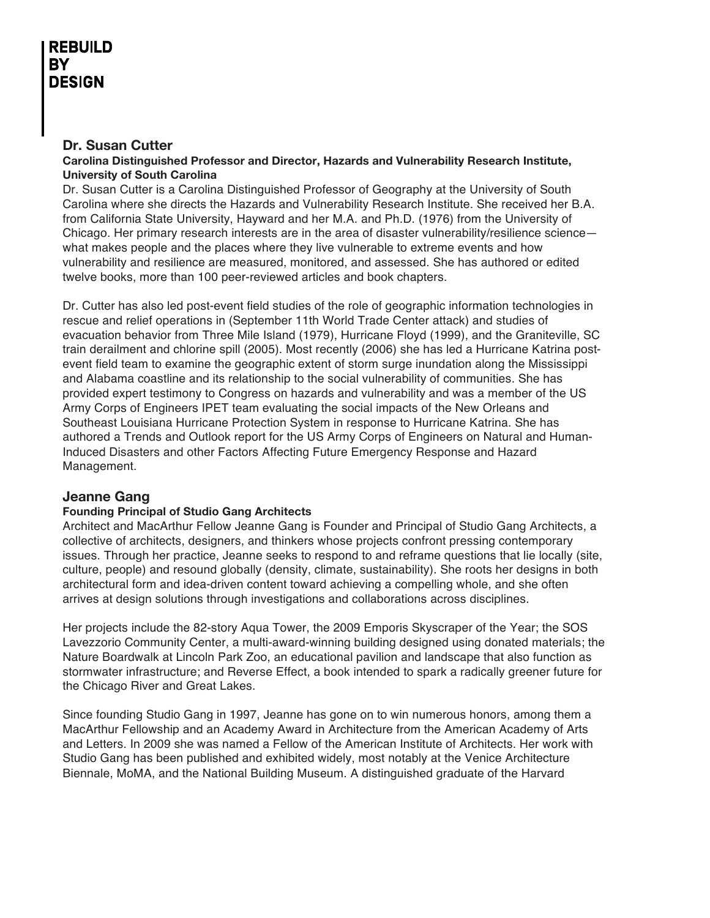## Dr. Susan Cutter

**Carolina Distinguished Professor and Director, Hazards and Vulnerability Research Institute, University of South Carolina**

Dr. Susan Cutter is a Carolina Distinguished Professor of Geography at the University of South Carolina where she directs the Hazards and Vulnerability Research Institute. She received her B.A. from California State University, Hayward and her M.A. and Ph.D. (1976) from the University of Chicago. Her primary research interests are in the area of disaster vulnerability/resilience science—what makes people and the places where they live vulnerable to extreme events and how vulnerability and resilience are measured, monitored, and assessed. She has authored or edited twelve books, more than 100 peer-reviewed articles and book chapters.

Dr. Cutter has also led post-event field studies of the role of geographic information technologies in rescue and relief operations in (September 11th World Trade Center attack) and studies of evacuation behavior from Three Mile Island (1979), Hurricane Floyd (1999), and the Graniteville, SC train derailment and chlorine spill (2005). Most recently (2006) she has led a Hurricane Katrina post-event field team to examine the geographic extent of storm surge inundation along the Mississippi and Alabama coastline and its relationship to the social vulnerability of communities. She has provided expert testimony to Congress on hazards and vulnerability and was a member of the US Army Corps of Engineers IPET team evaluating the social impacts of the New Orleans and Southeast Louisiana Hurricane Protection System in response to Hurricane Katrina. She has authored a Trends and Outlook report for the US Army Corps of Engineers on Natural and Human-Induced Disasters and other Factors Affecting Future Emergency Response and Hazard Management.

## Jeanne Gang

**Founding Principal of Studio Gang Architects**

Architect and MacArthur Fellow Jeanne Gang is Founder and Principal of Studio Gang Architects, a collective of architects, designers, and thinkers whose projects confront pressing contemporary issues. Through her practice, Jeanne seeks to respond to and reframe questions that lie locally (site, culture, people) and resound globally (density, climate, sustainability). She roots her designs in both architectural form and idea-driven content toward achieving a compelling whole, and she often arrives at design solutions through investigations and collaborations across disciplines.

Her projects include the 82-story Aqua Tower, the 2009 Emporis Skyscraper of the Year; the SOS Lavezzorio Community Center, a multi-award-winning building designed using donated materials; the Nature Boardwalk at Lincoln Park Zoo, an educational pavilion and landscape that also function as stormwater infrastructure; and Reverse Effect, a book intended to spark a radically greener future for the Chicago River and Great Lakes.

Since founding Studio Gang in 1997, Jeanne has gone on to win numerous honors, among them a MacArthur Fellowship and an Academy Award in Architecture from the American Academy of Arts and Letters. In 2009 she was named a Fellow of the American Institute of Architects. Her work with Studio Gang has been published and exhibited widely, most notably at the Venice Architecture Biennale, MoMA, and the National Building Museum. A distinguished graduate of the Harvard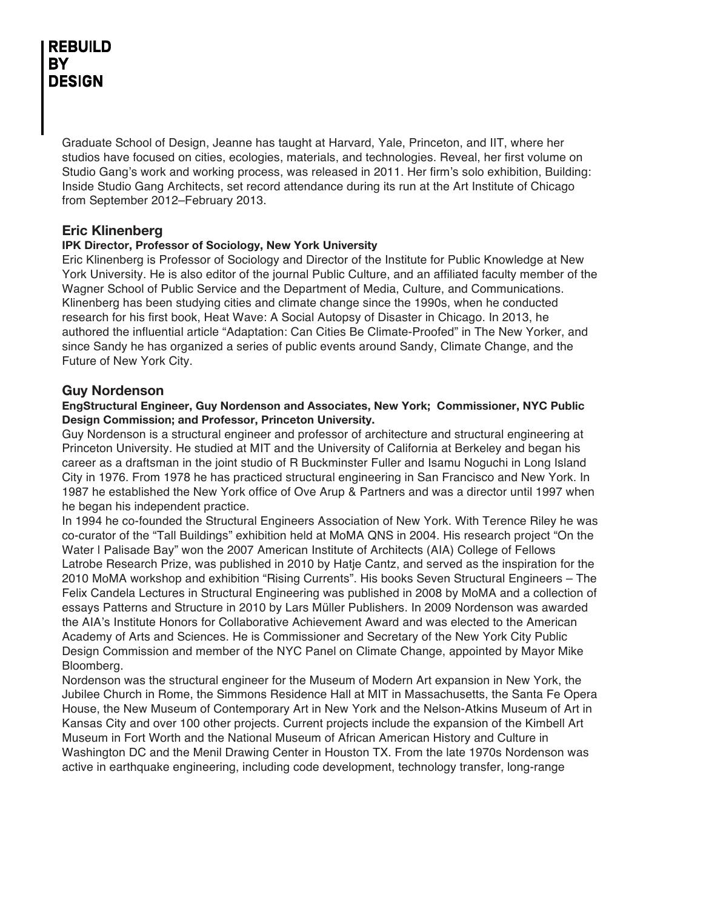Graduate School of Design, Jeanne has taught at Harvard, Yale, Princeton, and IIT, where her studios have focused on cities, ecologies, materials, and technologies. Reveal, her first volume on Studio Gang's work and working process, was released in 2011. Her firm's solo exhibition, Building: Inside Studio Gang Architects, set record attendance during its run at the Art Institute of Chicago from September 2012–February 2013.

## Eric Klinenberg

**IPK Director, Professor of Sociology, New York University**

Eric Klinenberg is Professor of Sociology and Director of the Institute for Public Knowledge at New York University. He is also editor of the journal Public Culture, and an affiliated faculty member of the Wagner School of Public Service and the Department of Media, Culture, and Communications. Klinenberg has been studying cities and climate change since the 1990s, when he conducted research for his first book, Heat Wave: A Social Autopsy of Disaster in Chicago. In 2013, he authored the influential article "Adaptation: Can Cities Be Climate-Proofed" in The New Yorker, and since Sandy he has organized a series of public events around Sandy, Climate Change, and the Future of New York City.

## Guy Nordenson

**EngStructural Engineer, Guy Nordenson and Associates, New York; Commissioner, NYC Public Design Commission; and Professor, Princeton University.**

Guy Nordenson is a structural engineer and professor of architecture and structural engineering at Princeton University. He studied at MIT and the University of California at Berkeley and began his career as a draftsman in the joint studio of R Buckminster Fuller and Isamu Noguchi in Long Island City in 1976. From 1978 he has practiced structural engineering in San Francisco and New York. In 1987 he established the New York office of Ove Arup & Partners and was a director until 1997 when he began his independent practice.

In 1994 he co-founded the Structural Engineers Association of New York. With Terence Riley he was co-curator of the "Tall Buildings" exhibition held at MoMA QNS in 2004. His research project "On the Water | Palisade Bay" won the 2007 American Institute of Architects (AIA) College of Fellows Latrobe Research Prize, was published in 2010 by Hatje Cantz, and served as the inspiration for the 2010 MoMA workshop and exhibition "Rising Currents". His books Seven Structural Engineers – The Felix Candela Lectures in Structural Engineering was published in 2008 by MoMA and a collection of essays Patterns and Structure in 2010 by Lars Müller Publishers. In 2009 Nordenson was awarded the AIA's Institute Honors for Collaborative Achievement Award and was elected to the American Academy of Arts and Sciences. He is Commissioner and Secretary of the New York City Public Design Commission and member of the NYC Panel on Climate Change, appointed by Mayor Mike Bloomberg.

Nordenson was the structural engineer for the Museum of Modern Art expansion in New York, the Jubilee Church in Rome, the Simmons Residence Hall at MIT in Massachusetts, the Santa Fe Opera House, the New Museum of Contemporary Art in New York and the Nelson-Atkins Museum of Art in Kansas City and over 100 other projects. Current projects include the expansion of the Kimbell Art Museum in Fort Worth and the National Museum of African American History and Culture in Washington DC and the Menil Drawing Center in Houston TX. From the late 1970s Nordenson was active in earthquake engineering, including code development, technology transfer, long-range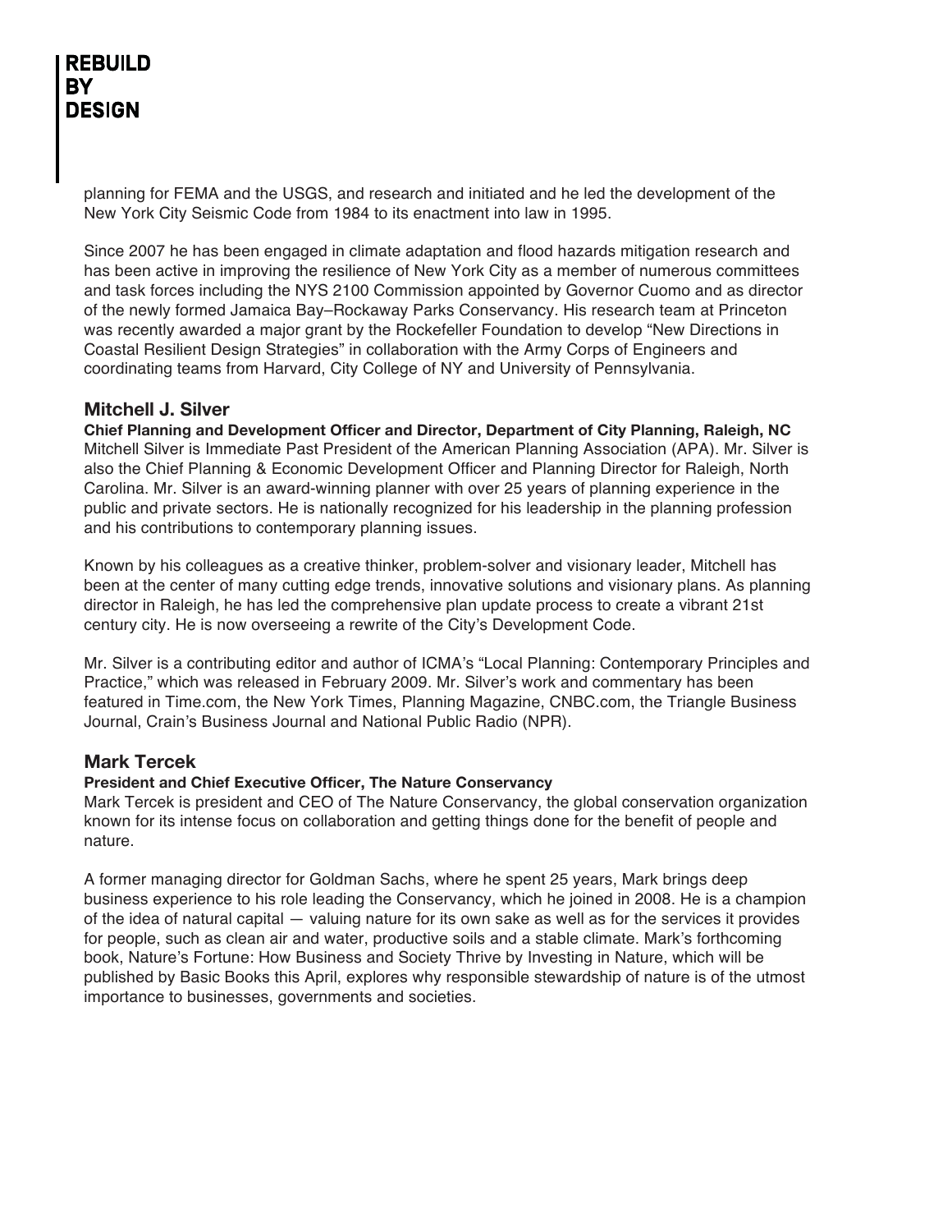planning for FEMA and the USGS, and research and initiated and he led the development of the New York City Seismic Code from 1984 to its enactment into law in 1995.

Since 2007 he has been engaged in climate adaptation and flood hazards mitigation research and has been active in improving the resilience of New York City as a member of numerous committees and task forces including the NYS 2100 Commission appointed by Governor Cuomo and as director of the newly formed Jamaica Bay–Rockaway Parks Conservancy. His research team at Princeton was recently awarded a major grant by the Rockefeller Foundation to develop "New Directions in Coastal Resilient Design Strategies" in collaboration with the Army Corps of Engineers and coordinating teams from Harvard, City College of NY and University of Pennsylvania.

## Mitchell J. Silver

**Chief Planning and Development Officer and Director, Department of City Planning, Raleigh, NC**
Mitchell Silver is Immediate Past President of the American Planning Association (APA). Mr. Silver is also the Chief Planning & Economic Development Officer and Planning Director for Raleigh, North Carolina. Mr. Silver is an award-winning planner with over 25 years of planning experience in the public and private sectors. He is nationally recognized for his leadership in the planning profession and his contributions to contemporary planning issues.

Known by his colleagues as a creative thinker, problem-solver and visionary leader, Mitchell has been at the center of many cutting edge trends, innovative solutions and visionary plans. As planning director in Raleigh, he has led the comprehensive plan update process to create a vibrant 21st century city. He is now overseeing a rewrite of the City's Development Code.

Mr. Silver is a contributing editor and author of ICMA's "Local Planning: Contemporary Principles and Practice," which was released in February 2009. Mr. Silver's work and commentary has been featured in Time.com, the New York Times, Planning Magazine, CNBC.com, the Triangle Business Journal, Crain's Business Journal and National Public Radio (NPR).

## Mark Tercek

**President and Chief Executive Officer, The Nature Conservancy**
Mark Tercek is president and CEO of The Nature Conservancy, the global conservation organization known for its intense focus on collaboration and getting things done for the benefit of people and nature.

A former managing director for Goldman Sachs, where he spent 25 years, Mark brings deep business experience to his role leading the Conservancy, which he joined in 2008. He is a champion of the idea of natural capital — valuing nature for its own sake as well as for the services it provides for people, such as clean air and water, productive soils and a stable climate. Mark's forthcoming book, Nature's Fortune: How Business and Society Thrive by Investing in Nature, which will be published by Basic Books this April, explores why responsible stewardship of nature is of the utmost importance to businesses, governments and societies.